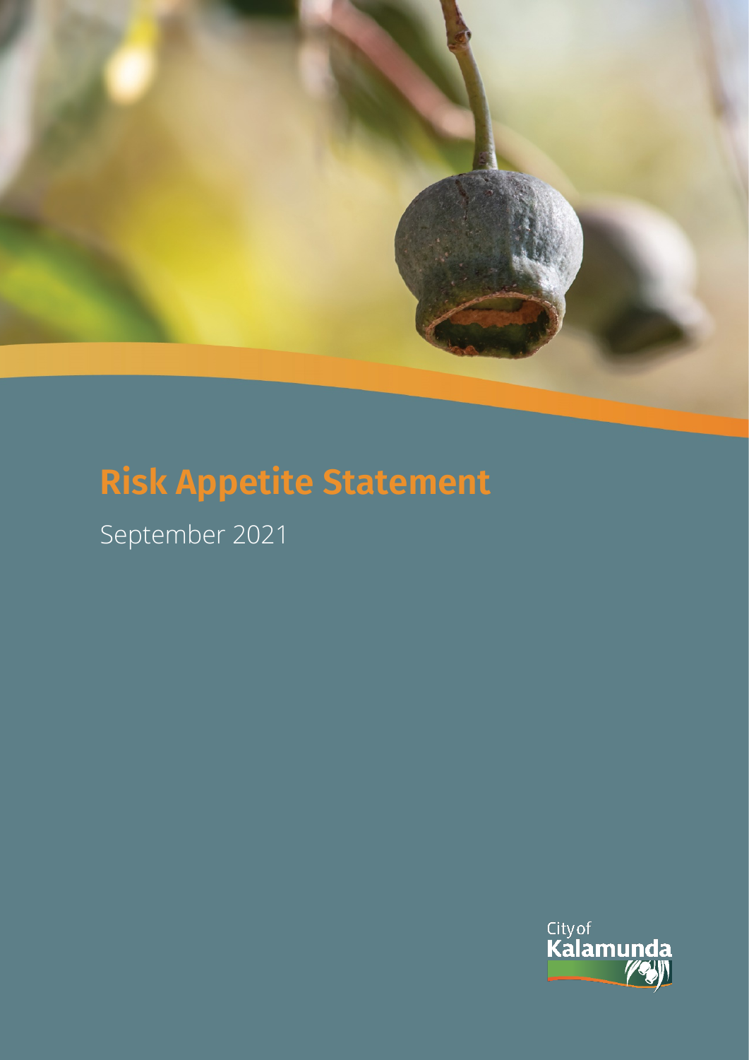# Risk Appetite Statement

September 2021

City of Kalamunda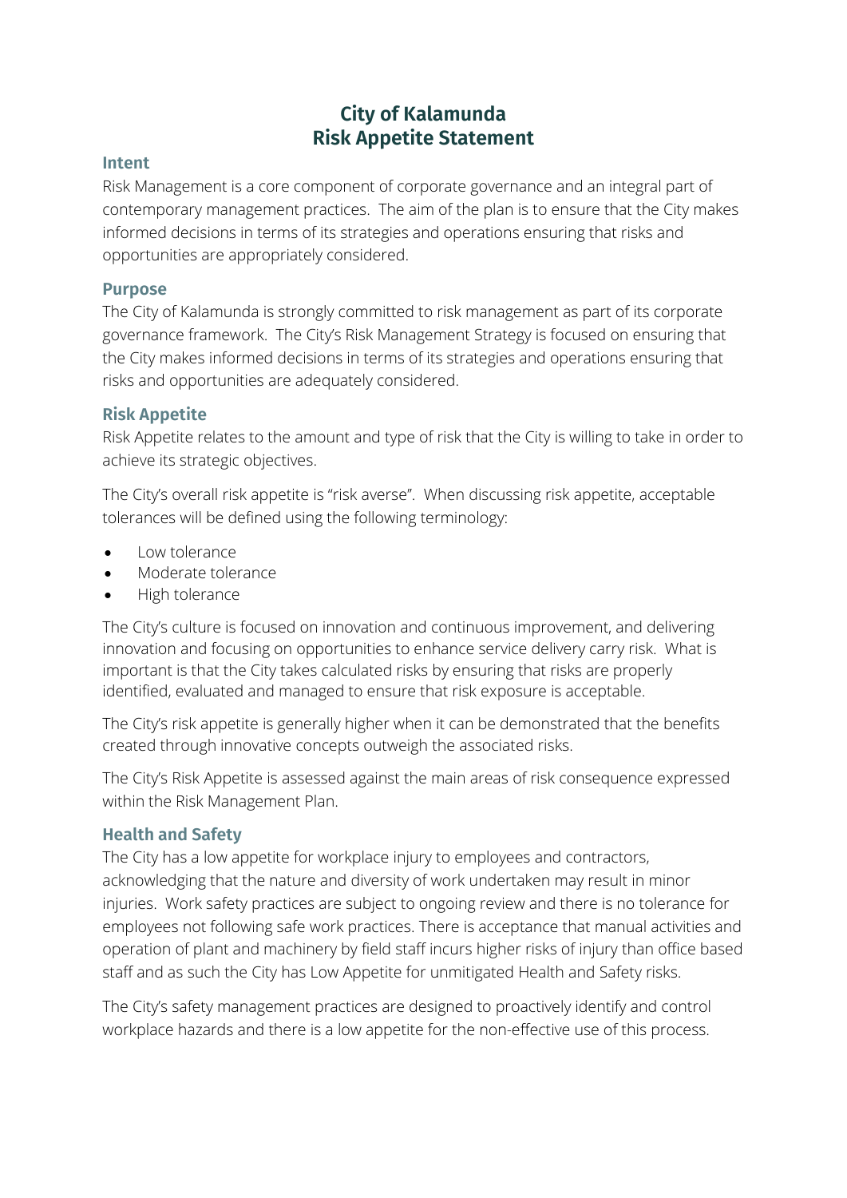# City of Kalamunda
# Risk Appetite Statement

## Intent

Risk Management is a core component of corporate governance and an integral part of contemporary management practices. The aim of the plan is to ensure that the City makes informed decisions in terms of its strategies and operations ensuring that risks and opportunities are appropriately considered.

## Purpose

The City of Kalamunda is strongly committed to risk management as part of its corporate governance framework. The City's Risk Management Strategy is focused on ensuring that the City makes informed decisions in terms of its strategies and operations ensuring that risks and opportunities are adequately considered.

## Risk Appetite

Risk Appetite relates to the amount and type of risk that the City is willing to take in order to achieve its strategic objectives.

The City's overall risk appetite is "risk averse". When discussing risk appetite, acceptable tolerances will be defined using the following terminology:

- Low tolerance
- Moderate tolerance
- High tolerance

The City's culture is focused on innovation and continuous improvement, and delivering innovation and focusing on opportunities to enhance service delivery carry risk. What is important is that the City takes calculated risks by ensuring that risks are properly identified, evaluated and managed to ensure that risk exposure is acceptable.

The City's risk appetite is generally higher when it can be demonstrated that the benefits created through innovative concepts outweigh the associated risks.

The City's Risk Appetite is assessed against the main areas of risk consequence expressed within the Risk Management Plan.

## Health and Safety

The City has a low appetite for workplace injury to employees and contractors, acknowledging that the nature and diversity of work undertaken may result in minor injuries. Work safety practices are subject to ongoing review and there is no tolerance for employees not following safe work practices. There is acceptance that manual activities and operation of plant and machinery by field staff incurs higher risks of injury than office based staff and as such the City has Low Appetite for unmitigated Health and Safety risks.

The City's safety management practices are designed to proactively identify and control workplace hazards and there is a low appetite for the non-effective use of this process.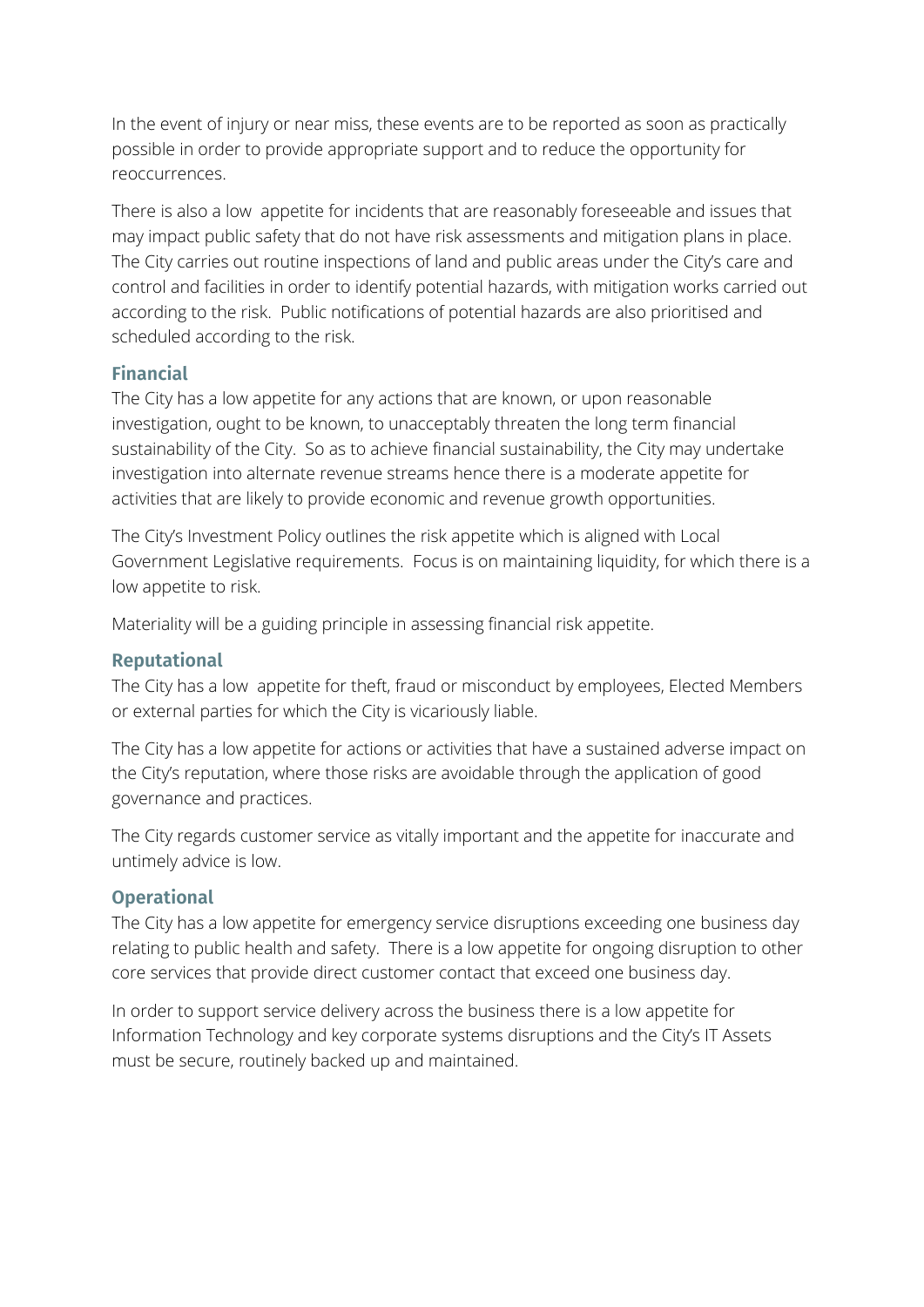In the event of injury or near miss, these events are to be reported as soon as practically possible in order to provide appropriate support and to reduce the opportunity for reoccurrences.

There is also a low appetite for incidents that are reasonably foreseeable and issues that may impact public safety that do not have risk assessments and mitigation plans in place. The City carries out routine inspections of land and public areas under the City's care and control and facilities in order to identify potential hazards, with mitigation works carried out according to the risk. Public notifications of potential hazards are also prioritised and scheduled according to the risk.

### Financial

The City has a low appetite for any actions that are known, or upon reasonable investigation, ought to be known, to unacceptably threaten the long term financial sustainability of the City. So as to achieve financial sustainability, the City may undertake investigation into alternate revenue streams hence there is a moderate appetite for activities that are likely to provide economic and revenue growth opportunities.

The City's Investment Policy outlines the risk appetite which is aligned with Local Government Legislative requirements. Focus is on maintaining liquidity, for which there is a low appetite to risk.

Materiality will be a guiding principle in assessing financial risk appetite.

### Reputational

The City has a low appetite for theft, fraud or misconduct by employees, Elected Members or external parties for which the City is vicariously liable.

The City has a low appetite for actions or activities that have a sustained adverse impact on the City's reputation, where those risks are avoidable through the application of good governance and practices.

The City regards customer service as vitally important and the appetite for inaccurate and untimely advice is low.

### Operational

The City has a low appetite for emergency service disruptions exceeding one business day relating to public health and safety. There is a low appetite for ongoing disruption to other core services that provide direct customer contact that exceed one business day.

In order to support service delivery across the business there is a low appetite for Information Technology and key corporate systems disruptions and the City's IT Assets must be secure, routinely backed up and maintained.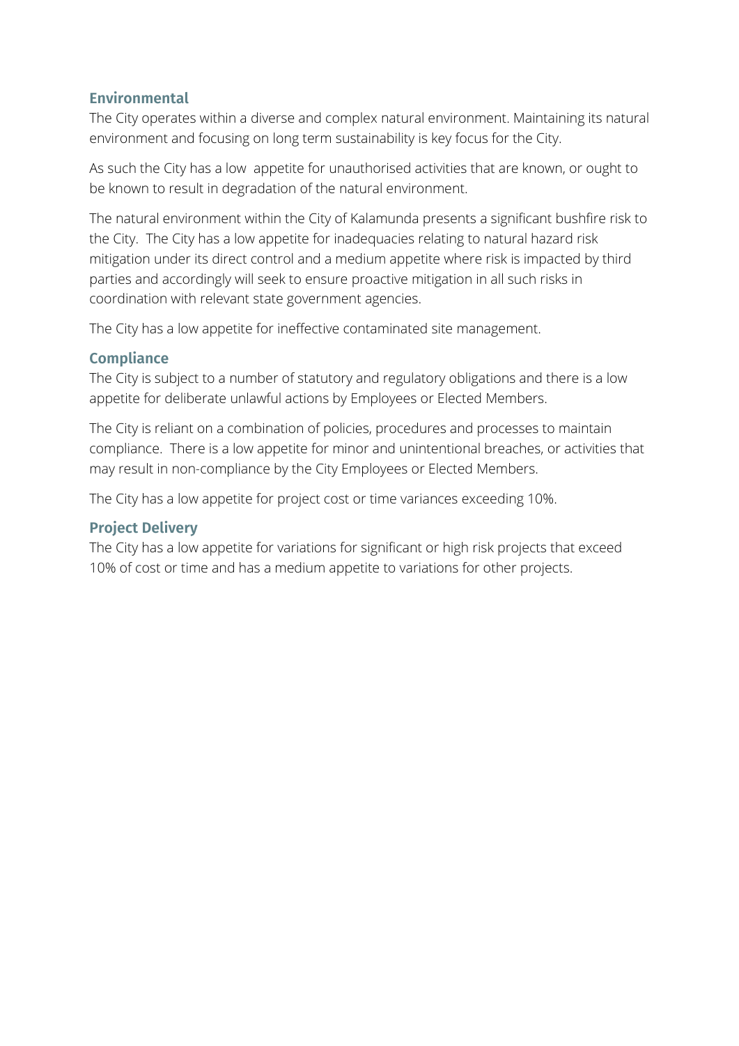### Environmental

The City operates within a diverse and complex natural environment. Maintaining its natural environment and focusing on long term sustainability is key focus for the City.

As such the City has a low appetite for unauthorised activities that are known, or ought to be known to result in degradation of the natural environment.

The natural environment within the City of Kalamunda presents a significant bushfire risk to the City. The City has a low appetite for inadequacies relating to natural hazard risk mitigation under its direct control and a medium appetite where risk is impacted by third parties and accordingly will seek to ensure proactive mitigation in all such risks in coordination with relevant state government agencies.

The City has a low appetite for ineffective contaminated site management.

### Compliance

The City is subject to a number of statutory and regulatory obligations and there is a low appetite for deliberate unlawful actions by Employees or Elected Members.

The City is reliant on a combination of policies, procedures and processes to maintain compliance. There is a low appetite for minor and unintentional breaches, or activities that may result in non-compliance by the City Employees or Elected Members.

The City has a low appetite for project cost or time variances exceeding 10%.

### Project Delivery

The City has a low appetite for variations for significant or high risk projects that exceed 10% of cost or time and has a medium appetite to variations for other projects.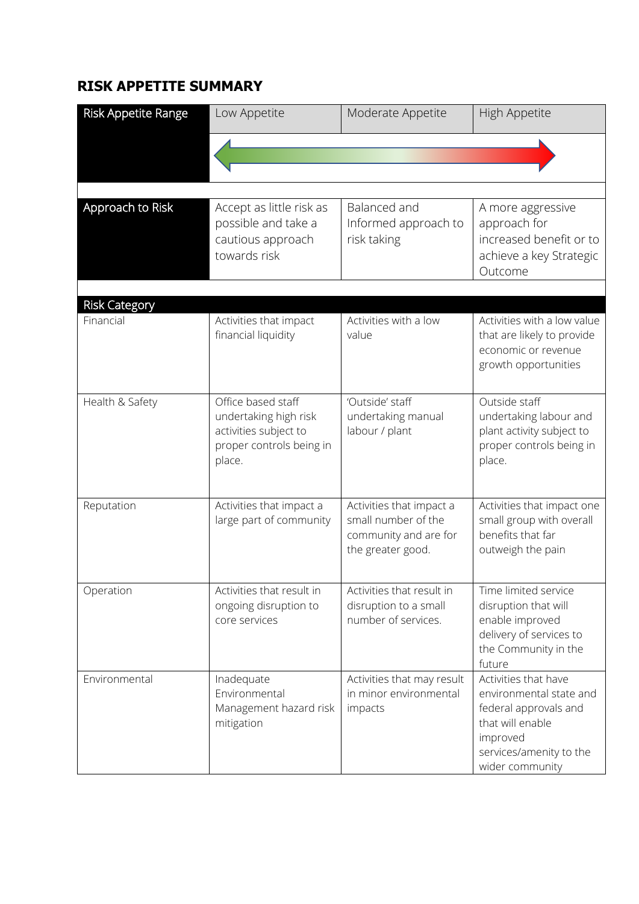## RISK APPETITE SUMMARY

| Risk Appetite Range | Low Appetite | Moderate Appetite | High Appetite |
|---|---|---|---|
| Approach to Risk | Accept as little risk as possible and take a cautious approach towards risk | Balanced and Informed approach to risk taking | A more aggressive approach for increased benefit or to achieve a key Strategic Outcome |
| **Risk Category** | | | |
| Financial | Activities that impact financial liquidity | Activities with a low value | Activities with a low value that are likely to provide economic or revenue growth opportunities |
| Health & Safety | Office based staff undertaking high risk activities subject to proper controls being in place. | 'Outside' staff undertaking manual labour / plant | Outside staff undertaking labour and plant activity subject to proper controls being in place. |
| Reputation | Activities that impact a large part of community | Activities that impact a small number of the community and are for the greater good. | Activities that impact one small group with overall benefits that far outweigh the pain |
| Operation | Activities that result in ongoing disruption to core services | Activities that result in disruption to a small number of services. | Time limited service disruption that will enable improved delivery of services to the Community in the future |
| Environmental | Inadequate Environmental Management hazard risk mitigation | Activities that may result in minor environmental impacts | Activities that have environmental state and federal approvals and that will enable improved services/amenity to the wider community |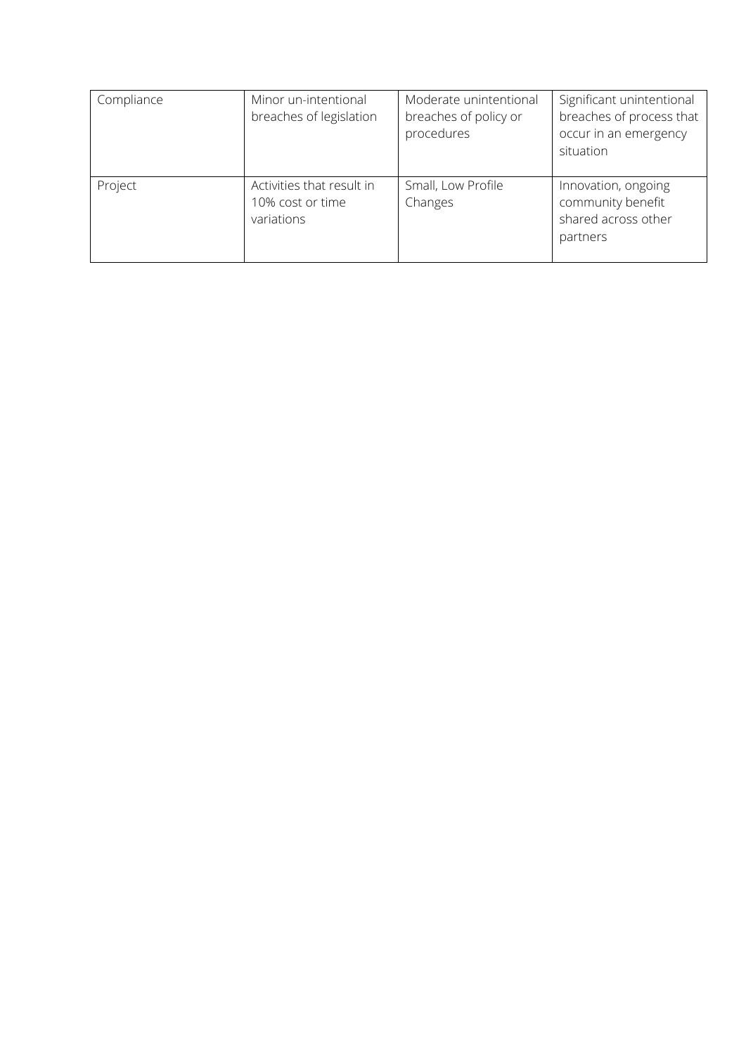| Compliance | Minor un-intentional breaches of legislation | Moderate unintentional breaches of policy or procedures | Significant unintentional breaches of process that occur in an emergency situation |
|---|---|---|---|
| Project | Activities that result in 10% cost or time variations | Small, Low Profile Changes | Innovation, ongoing community benefit shared across other partners |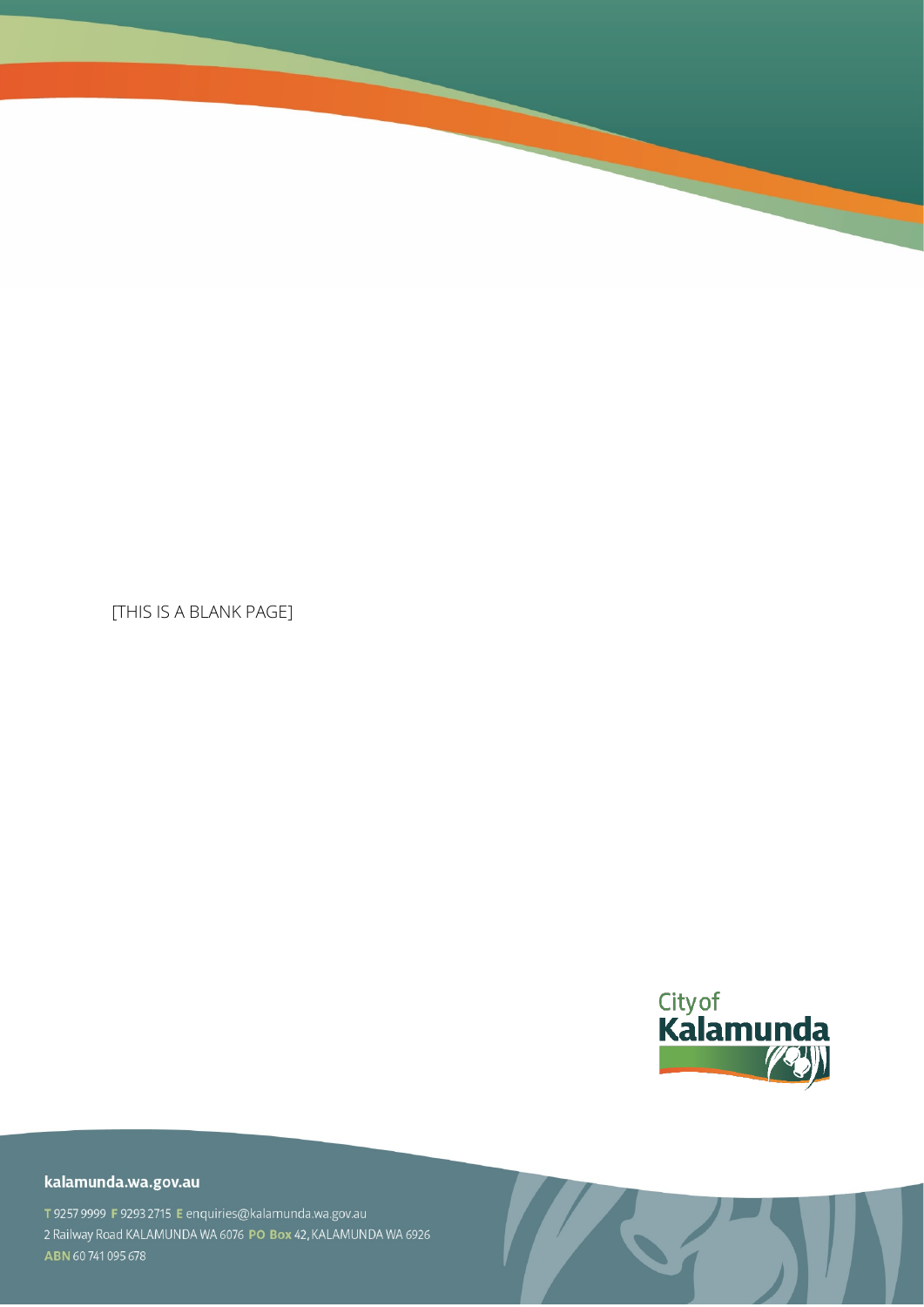[THIS IS A BLANK PAGE]

City of Kalamunda

**kalamunda.wa.gov.au**

T 9257 9999 F 9293 2715 E enquiries@kalamunda.wa.gov.au
2 Railway Road KALAMUNDA WA 6076 PO Box 42, KALAMUNDA WA 6926
ABN 60 741 095 678